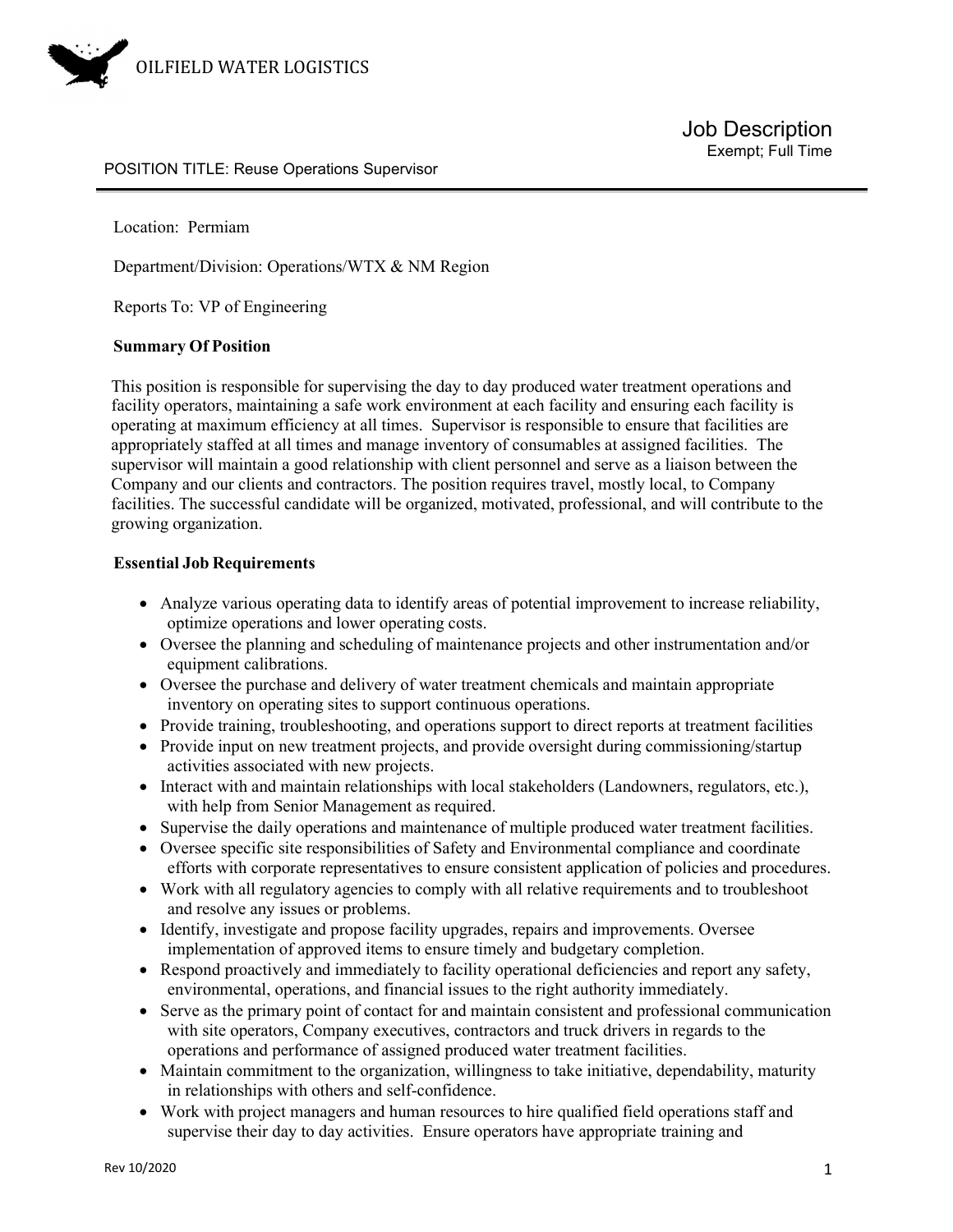OILFIELD WATER LOGISTICS

# Job Description

Exempt; Full Time

POSITION TITLE: Reuse Operations Supervisor

Location: Permiam

Department/Division: Operations/WTX & NM Region

Reports To: VP of Engineering

**Summary Of Position**

This position is responsible for supervising the day to day produced water treatment operations and facility operators, maintaining a safe work environment at each facility and ensuring each facility is operating at maximum efficiency at all times. Supervisor is responsible to ensure that facilities are appropriately staffed at all times and manage inventory of consumables at assigned facilities. The supervisor will maintain a good relationship with client personnel and serve as a liaison between the Company and our clients and contractors. The position requires travel, mostly local, to Company facilities. The successful candidate will be organized, motivated, professional, and will contribute to the growing organization.

**Essential Job Requirements**

- Analyze various operating data to identify areas of potential improvement to increase reliability, optimize operations and lower operating costs.
- Oversee the planning and scheduling of maintenance projects and other instrumentation and/or equipment calibrations.
- Oversee the purchase and delivery of water treatment chemicals and maintain appropriate inventory on operating sites to support continuous operations.
- Provide training, troubleshooting, and operations support to direct reports at treatment facilities
- Provide input on new treatment projects, and provide oversight during commissioning/startup activities associated with new projects.
- Interact with and maintain relationships with local stakeholders (Landowners, regulators, etc.), with help from Senior Management as required.
- Supervise the daily operations and maintenance of multiple produced water treatment facilities.
- Oversee specific site responsibilities of Safety and Environmental compliance and coordinate efforts with corporate representatives to ensure consistent application of policies and procedures.
- Work with all regulatory agencies to comply with all relative requirements and to troubleshoot and resolve any issues or problems.
- Identify, investigate and propose facility upgrades, repairs and improvements. Oversee implementation of approved items to ensure timely and budgetary completion.
- Respond proactively and immediately to facility operational deficiencies and report any safety, environmental, operations, and financial issues to the right authority immediately.
- Serve as the primary point of contact for and maintain consistent and professional communication with site operators, Company executives, contractors and truck drivers in regards to the operations and performance of assigned produced water treatment facilities.
- Maintain commitment to the organization, willingness to take initiative, dependability, maturity in relationships with others and self-confidence.
- Work with project managers and human resources to hire qualified field operations staff and supervise their day to day activities. Ensure operators have appropriate training and

Rev 10/2020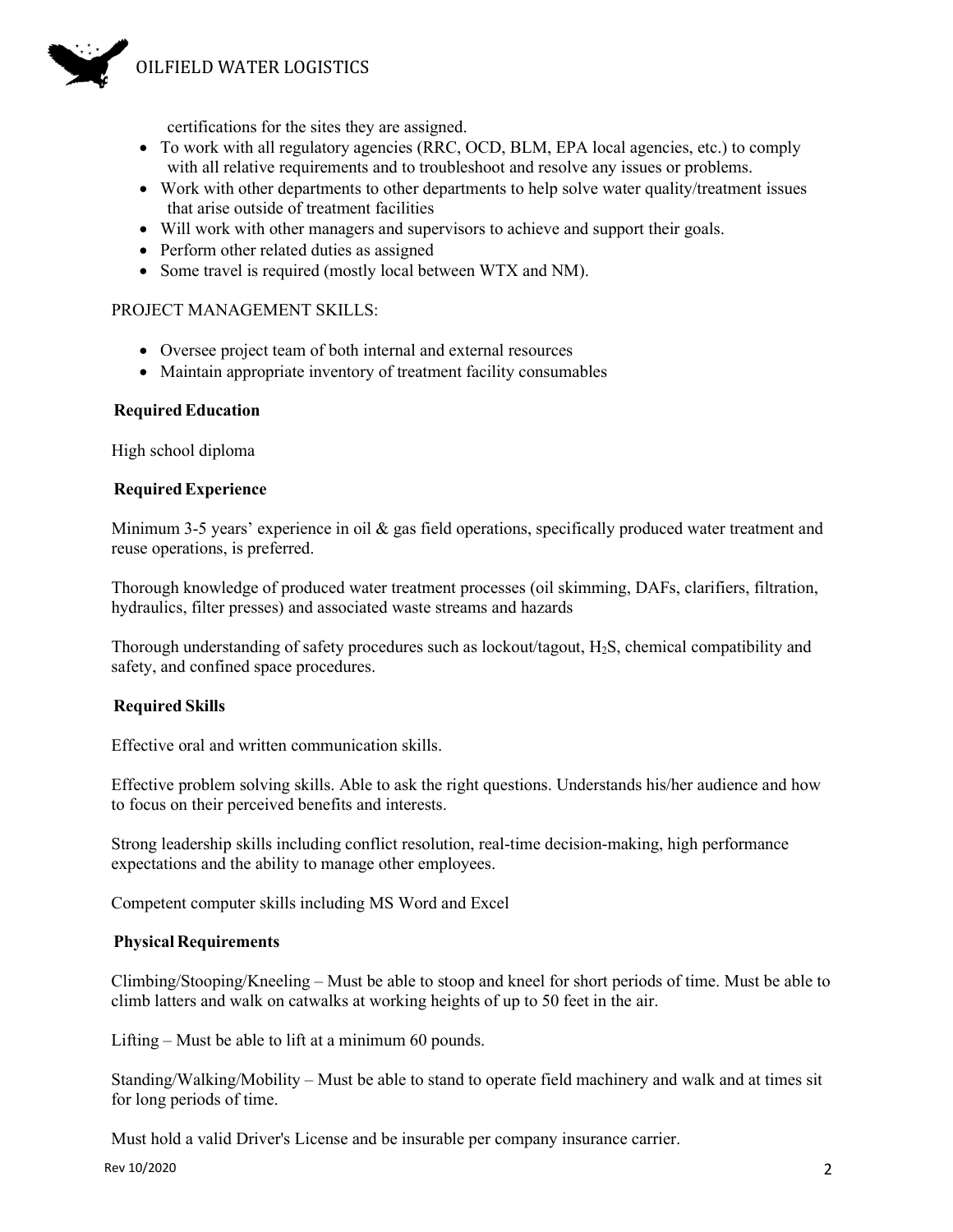certifications for the sites they are assigned.

- To work with all regulatory agencies (RRC, OCD, BLM, EPA local agencies, etc.) to comply with all relative requirements and to troubleshoot and resolve any issues or problems.
- Work with other departments to other departments to help solve water quality/treatment issues that arise outside of treatment facilities
- Will work with other managers and supervisors to achieve and support their goals.
- Perform other related duties as assigned
- Some travel is required (mostly local between WTX and NM).

PROJECT MANAGEMENT SKILLS:

- Oversee project team of both internal and external resources
- Maintain appropriate inventory of treatment facility consumables

**Required Education**

High school diploma

**Required Experience**

Minimum 3-5 years' experience in oil & gas field operations, specifically produced water treatment and reuse operations, is preferred.

Thorough knowledge of produced water treatment processes (oil skimming, DAFs, clarifiers, filtration, hydraulics, filter presses) and associated waste streams and hazards

Thorough understanding of safety procedures such as lockout/tagout, $H_2S$, chemical compatibility and safety, and confined space procedures.

**Required Skills**

Effective oral and written communication skills.

Effective problem solving skills. Able to ask the right questions. Understands his/her audience and how to focus on their perceived benefits and interests.

Strong leadership skills including conflict resolution, real-time decision-making, high performance expectations and the ability to manage other employees.

Competent computer skills including MS Word and Excel

**Physical Requirements**

Climbing/Stooping/Kneeling – Must be able to stoop and kneel for short periods of time. Must be able to climb latters and walk on catwalks at working heights of up to 50 feet in the air.

Lifting – Must be able to lift at a minimum 60 pounds.

Standing/Walking/Mobility – Must be able to stand to operate field machinery and walk and at times sit for long periods of time.

Must hold a valid Driver's License and be insurable per company insurance carrier.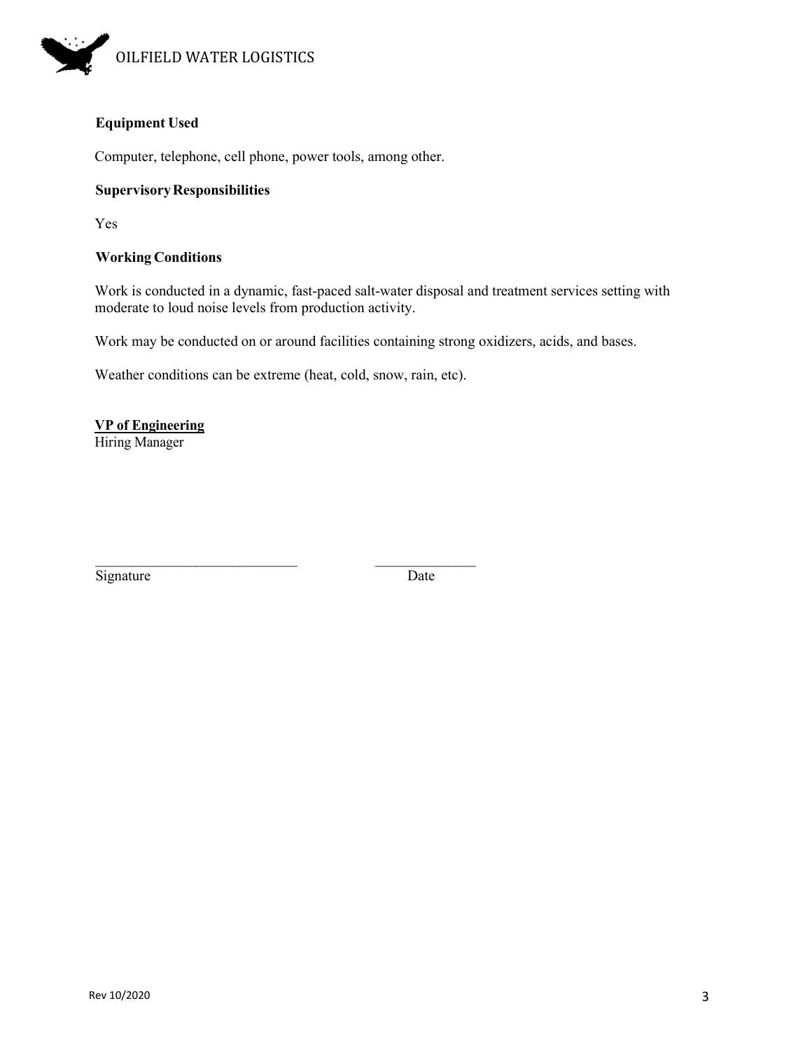### Equipment Used

Computer, telephone, cell phone, power tools, among other.

### Supervisory Responsibilities

Yes

### Working Conditions

Work is conducted in a dynamic, fast-paced salt-water disposal and treatment services setting with moderate to loud noise levels from production activity.

Work may be conducted on or around facilities containing strong oxidizers, acids, and bases.

Weather conditions can be extreme (heat, cold, snow, rain, etc).

**VP of Engineering**
Hiring Manager

\_\_\_\_\_\_\_\_\_\_\_\_\_\_\_\_\_\_\_\_\_\_\_\_\_\_\_\_ \_\_\_\_\_\_\_\_\_\_\_\_\_\_
Signature Date